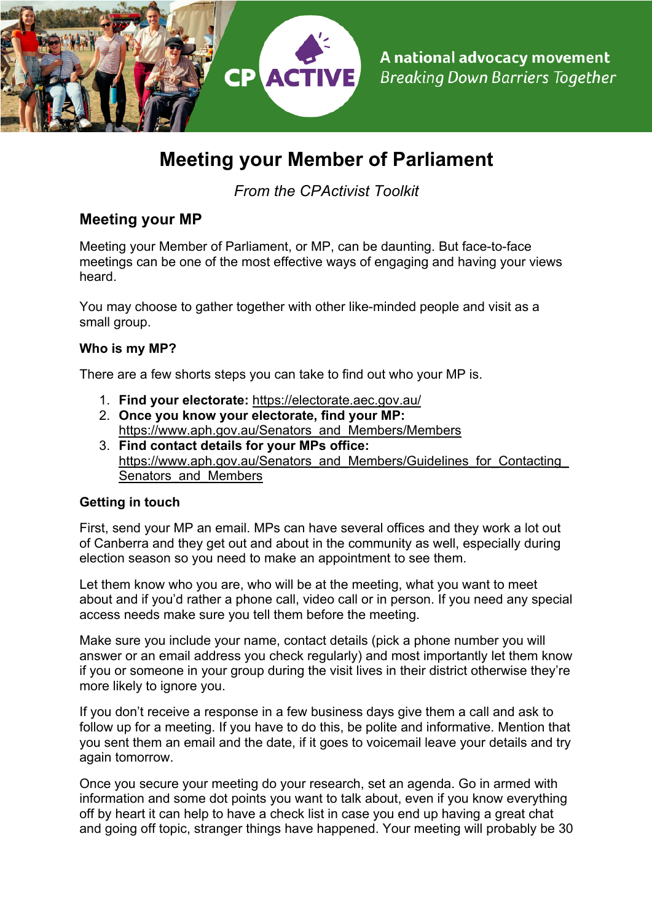A national advocacy movement
*Breaking Down Barriers Together*

# Meeting your Member of Parliament

*From the CPActivist Toolkit*

## Meeting your MP

Meeting your Member of Parliament, or MP, can be daunting. But face-to-face meetings can be one of the most effective ways of engaging and having your views heard.

You may choose to gather together with other like-minded people and visit as a small group.

### Who is my MP?

There are a few shorts steps you can take to find out who your MP is.

1. **Find your electorate:** https://electorate.aec.gov.au/
2. **Once you know your electorate, find your MP:** https://www.aph.gov.au/Senators_and_Members/Members
3. **Find contact details for your MPs office:** https://www.aph.gov.au/Senators_and_Members/Guidelines_for_Contacting_Senators_and_Members

### Getting in touch

First, send your MP an email. MPs can have several offices and they work a lot out of Canberra and they get out and about in the community as well, especially during election season so you need to make an appointment to see them.

Let them know who you are, who will be at the meeting, what you want to meet about and if you'd rather a phone call, video call or in person. If you need any special access needs make sure you tell them before the meeting.

Make sure you include your name, contact details (pick a phone number you will answer or an email address you check regularly) and most importantly let them know if you or someone in your group during the visit lives in their district otherwise they're more likely to ignore you.

If you don't receive a response in a few business days give them a call and ask to follow up for a meeting. If you have to do this, be polite and informative. Mention that you sent them an email and the date, if it goes to voicemail leave your details and try again tomorrow.

Once you secure your meeting do your research, set an agenda. Go in armed with information and some dot points you want to talk about, even if you know everything off by heart it can help to have a check list in case you end up having a great chat and going off topic, stranger things have happened. Your meeting will probably be 30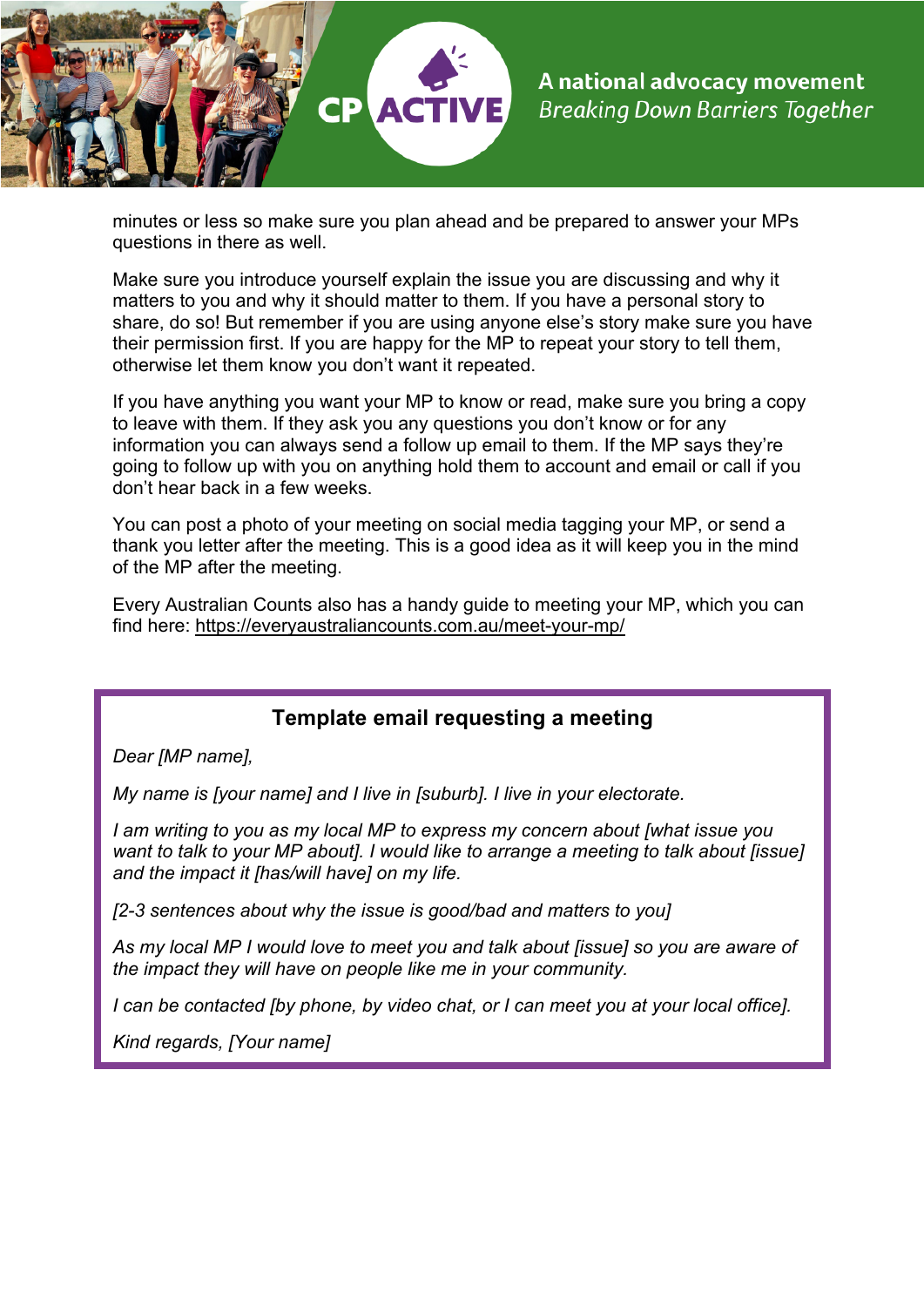minutes or less so make sure you plan ahead and be prepared to answer your MPs questions in there as well.

Make sure you introduce yourself explain the issue you are discussing and why it matters to you and why it should matter to them. If you have a personal story to share, do so! But remember if you are using anyone else's story make sure you have their permission first. If you are happy for the MP to repeat your story to tell them, otherwise let them know you don't want it repeated.

If you have anything you want your MP to know or read, make sure you bring a copy to leave with them. If they ask you any questions you don't know or for any information you can always send a follow up email to them. If the MP says they're going to follow up with you on anything hold them to account and email or call if you don't hear back in a few weeks.

You can post a photo of your meeting on social media tagging your MP, or send a thank you letter after the meeting. This is a good idea as it will keep you in the mind of the MP after the meeting.

Every Australian Counts also has a handy guide to meeting your MP, which you can find here: https://everyaustraliancounts.com.au/meet-your-mp/

## Template email requesting a meeting

*Dear [MP name],*

*My name is [your name] and I live in [suburb]. I live in your electorate.*

*I am writing to you as my local MP to express my concern about [what issue you want to talk to your MP about]. I would like to arrange a meeting to talk about [issue] and the impact it [has/will have] on my life.*

*[2-3 sentences about why the issue is good/bad and matters to you]*

*As my local MP I would love to meet you and talk about [issue] so you are aware of the impact they will have on people like me in your community.*

*I can be contacted [by phone, by video chat, or I can meet you at your local office].*

*Kind regards, [Your name]*